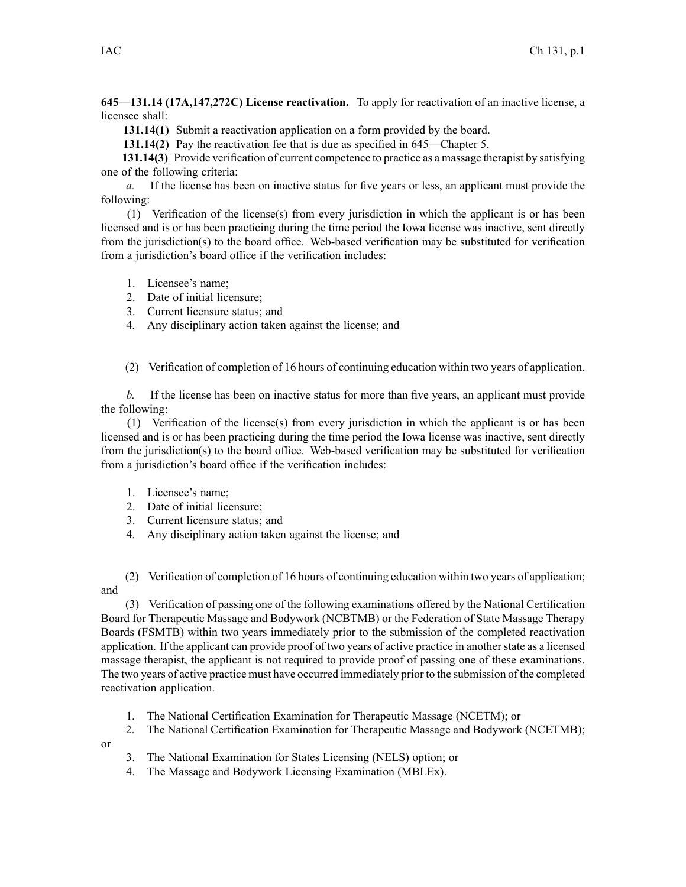**645—131.14 (17A,147,272C) License reactivation.** To apply for reactivation of an inactive license, a licensee shall:

**131.14(1)** Submit a reactivation application on a form provided by the board.

**131.14(2)** Pay the reactivation fee that is due as specified in 645—Chapter 5.

**131.14(3)** Provide verification of current competence to practice as a massage therapist by satisfying one of the following criteria:

*a.* If the license has been on inactive status for five years or less, an applicant must provide the following:

(1) Verification of the license(s) from every jurisdiction in which the applicant is or has been licensed and is or has been practicing during the time period the Iowa license was inactive, sent directly from the jurisdiction(s) to the board office. Web-based verification may be substituted for verification from a jurisdiction's board office if the verification includes:

1. Licensee's name;
2. Date of initial licensure;
3. Current licensure status; and
4. Any disciplinary action taken against the license; and

(2) Verification of completion of 16 hours of continuing education within two years of application.

*b.* If the license has been on inactive status for more than five years, an applicant must provide the following:

(1) Verification of the license(s) from every jurisdiction in which the applicant is or has been licensed and is or has been practicing during the time period the Iowa license was inactive, sent directly from the jurisdiction(s) to the board office. Web-based verification may be substituted for verification from a jurisdiction's board office if the verification includes:

1. Licensee's name;
2. Date of initial licensure;
3. Current licensure status; and
4. Any disciplinary action taken against the license; and

(2) Verification of completion of 16 hours of continuing education within two years of application; and

(3) Verification of passing one of the following examinations offered by the National Certification Board for Therapeutic Massage and Bodywork (NCBTMB) or the Federation of State Massage Therapy Boards (FSMTB) within two years immediately prior to the submission of the completed reactivation application. If the applicant can provide proof of two years of active practice in another state as a licensed massage therapist, the applicant is not required to provide proof of passing one of these examinations. The two years of active practice must have occurred immediately prior to the submission of the completed reactivation application.

1. The National Certification Examination for Therapeutic Massage (NCETM); or
2. The National Certification Examination for Therapeutic Massage and Bodywork (NCETMB); or
3. The National Examination for States Licensing (NELS) option; or
4. The Massage and Bodywork Licensing Examination (MBLEx).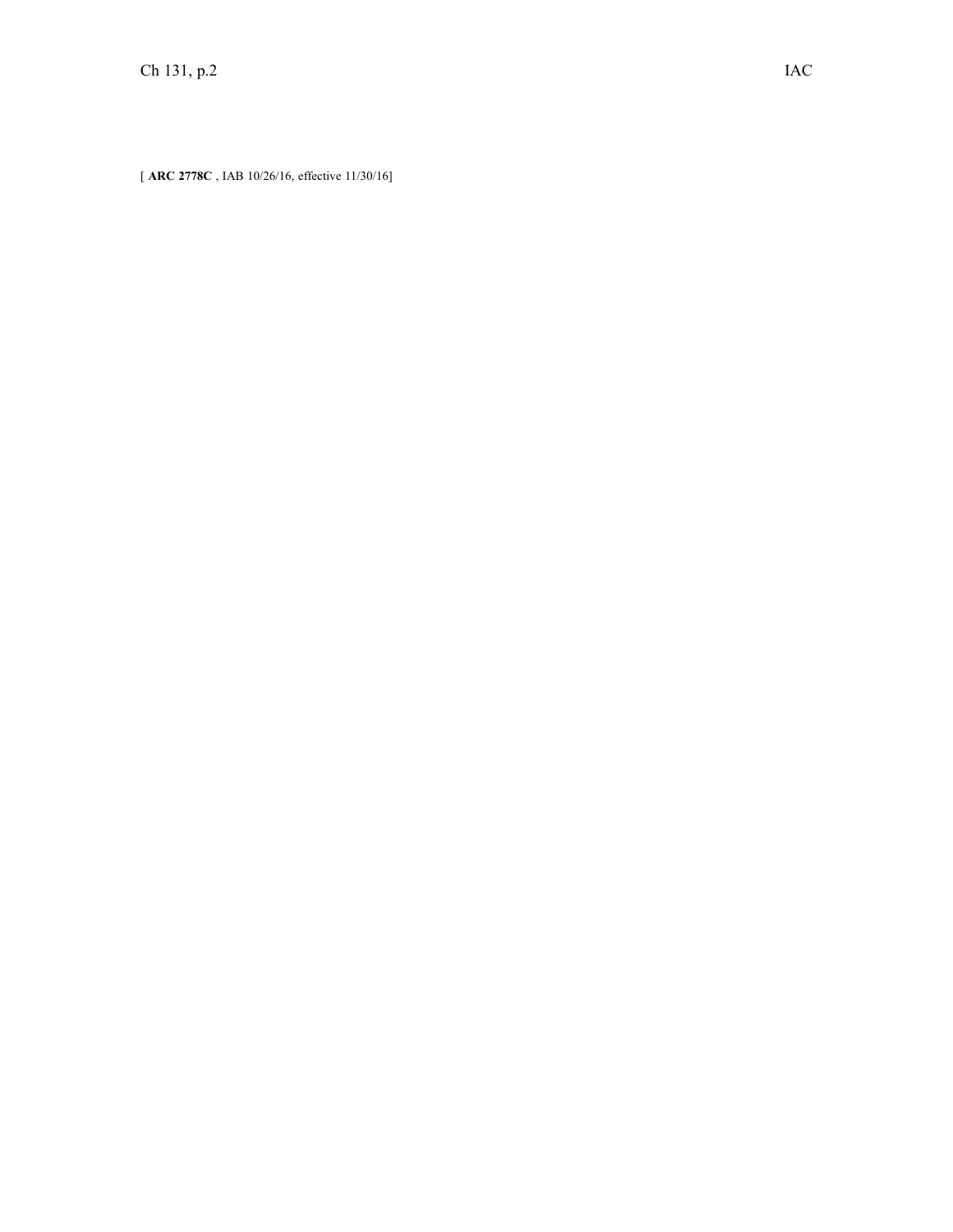[ **ARC 2778C** , IAB 10/26/16, effective 11/30/16]